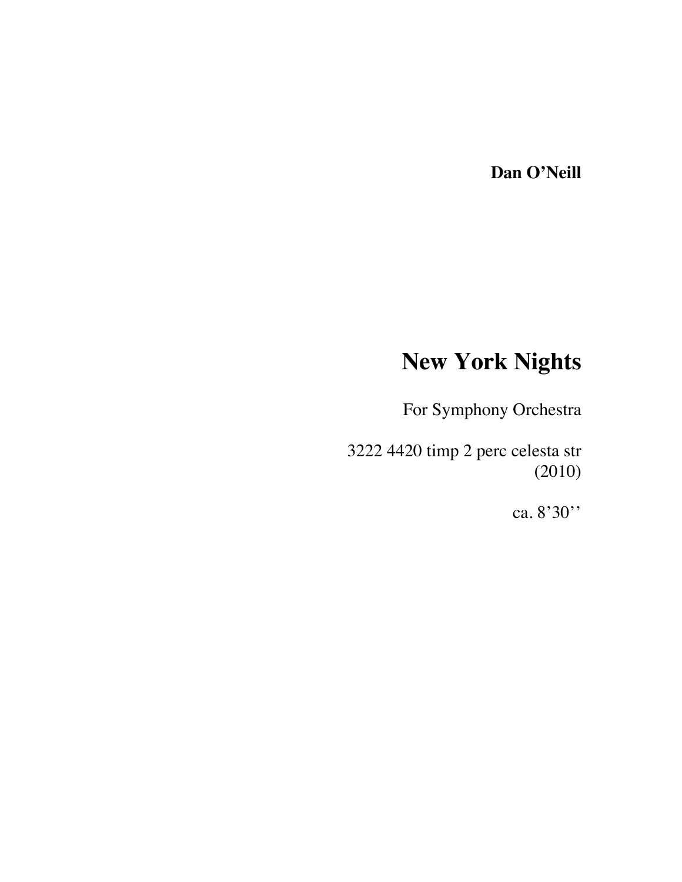**Dan O'Neill**

# New York Nights

For Symphony Orchestra

3222 4420 timp 2 perc celesta str
(2010)

ca. 8'30''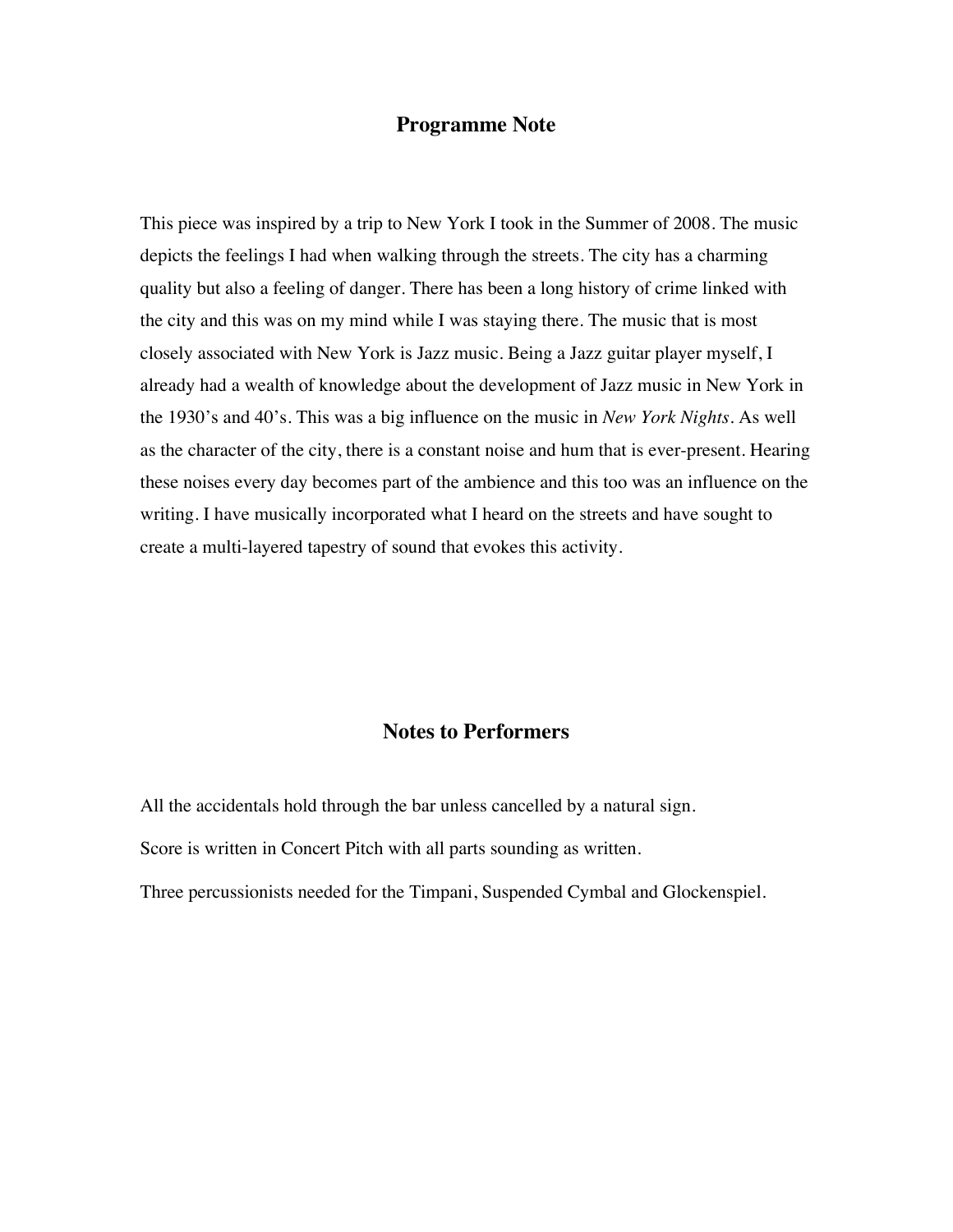## Programme Note

This piece was inspired by a trip to New York I took in the Summer of 2008. The music depicts the feelings I had when walking through the streets. The city has a charming quality but also a feeling of danger. There has been a long history of crime linked with the city and this was on my mind while I was staying there. The music that is most closely associated with New York is Jazz music. Being a Jazz guitar player myself, I already had a wealth of knowledge about the development of Jazz music in New York in the 1930's and 40's. This was a big influence on the music in *New York Nights*. As well as the character of the city, there is a constant noise and hum that is ever-present. Hearing these noises every day becomes part of the ambience and this too was an influence on the writing. I have musically incorporated what I heard on the streets and have sought to create a multi-layered tapestry of sound that evokes this activity.

## Notes to Performers

All the accidentals hold through the bar unless cancelled by a natural sign.

Score is written in Concert Pitch with all parts sounding as written.

Three percussionists needed for the Timpani, Suspended Cymbal and Glockenspiel.